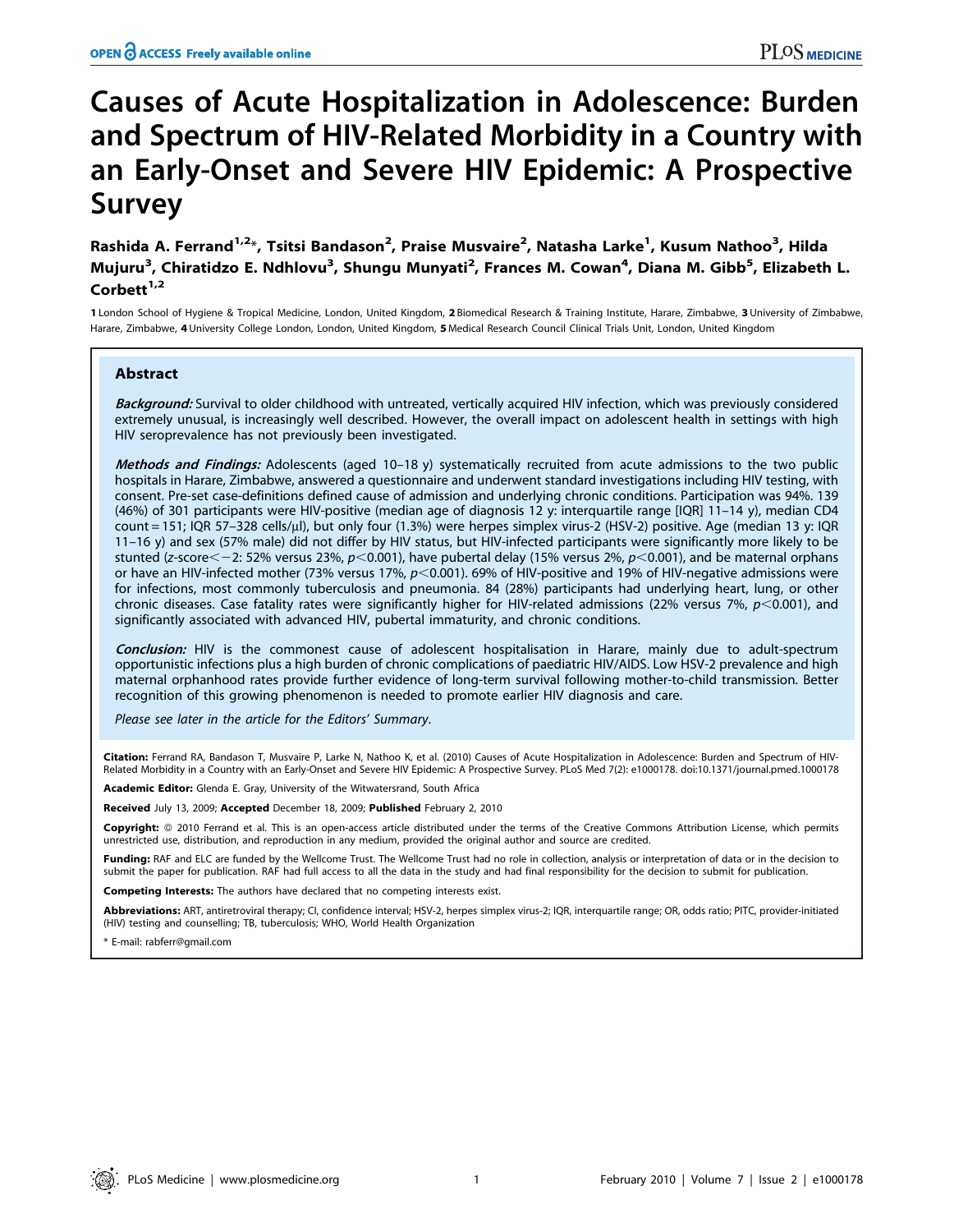# Causes of Acute Hospitalization in Adolescence: Burden and Spectrum of HIV-Related Morbidity in a Country with an Early-Onset and Severe HIV Epidemic: A Prospective Survey

**Rashida A. Ferrand[1,2]\*, Tsitsi Bandason[2], Praise Musvaire[2], Natasha Larke[1], Kusum Nathoo[3], Hilda Mujuru[3], Chiratidzo E. Ndhlovu[3], Shungu Munyati[2], Frances M. Cowan[4], Diana M. Gibb[5], Elizabeth L. Corbett[1,2]**

**1** London School of Hygiene & Tropical Medicine, London, United Kingdom, **2** Biomedical Research & Training Institute, Harare, Zimbabwe, **3** University of Zimbabwe, Harare, Zimbabwe, **4** University College London, London, United Kingdom, **5** Medical Research Council Clinical Trials Unit, London, United Kingdom

## Abstract

***Background:*** Survival to older childhood with untreated, vertically acquired HIV infection, which was previously considered extremely unusual, is increasingly well described. However, the overall impact on adolescent health in settings with high HIV seroprevalence has not previously been investigated.

***Methods and Findings:*** Adolescents (aged 10–18 y) systematically recruited from acute admissions to the two public hospitals in Harare, Zimbabwe, answered a questionnaire and underwent standard investigations including HIV testing, with consent. Pre-set case-definitions defined cause of admission and underlying chronic conditions. Participation was 94%. 139 (46%) of 301 participants were HIV-positive (median age of diagnosis 12 y: interquartile range [IQR] 11–14 y), median CD4 count = 151; IQR 57–328 cells/μl), but only four (1.3%) were herpes simplex virus-2 (HSV-2) positive. Age (median 13 y: IQR 11–16 y) and sex (57% male) did not differ by HIV status, but HIV-infected participants were significantly more likely to be stunted (z-score $< -2$: 52% versus 23%, $p < 0.001$), have pubertal delay (15% versus 2%, $p < 0.001$), and be maternal orphans or have an HIV-infected mother (73% versus 17%, $p < 0.001$). 69% of HIV-positive and 19% of HIV-negative admissions were for infections, most commonly tuberculosis and pneumonia. 84 (28%) participants had underlying heart, lung, or other chronic diseases. Case fatality rates were significantly higher for HIV-related admissions (22% versus 7%, $p < 0.001$), and significantly associated with advanced HIV, pubertal immaturity, and chronic conditions.

***Conclusion:*** HIV is the commonest cause of adolescent hospitalisation in Harare, mainly due to adult-spectrum opportunistic infections plus a high burden of chronic complications of paediatric HIV/AIDS. Low HSV-2 prevalence and high maternal orphanhood rates provide further evidence of long-term survival following mother-to-child transmission. Better recognition of this growing phenomenon is needed to promote earlier HIV diagnosis and care.

*Please see later in the article for the Editors' Summary.*

**Citation:** Ferrand RA, Bandason T, Musvaire P, Larke N, Nathoo K, et al. (2010) Causes of Acute Hospitalization in Adolescence: Burden and Spectrum of HIV-Related Morbidity in a Country with an Early-Onset and Severe HIV Epidemic: A Prospective Survey. PLoS Med 7(2): e1000178. doi:10.1371/journal.pmed.1000178

**Academic Editor:** Glenda E. Gray, University of the Witwatersrand, South Africa

**Received** July 13, 2009; **Accepted** December 18, 2009; **Published** February 2, 2010

**Copyright:** © 2010 Ferrand et al. This is an open-access article distributed under the terms of the Creative Commons Attribution License, which permits unrestricted use, distribution, and reproduction in any medium, provided the original author and source are credited.

**Funding:** RAF and ELC are funded by the Wellcome Trust. The Wellcome Trust had no role in collection, analysis or interpretation of data or in the decision to submit the paper for publication. RAF had full access to all the data in the study and had final responsibility for the decision to submit for publication.

**Competing Interests:** The authors have declared that no competing interests exist.

**Abbreviations:** ART, antiretroviral therapy; CI, confidence interval; HSV-2, herpes simplex virus-2; IQR, interquartile range; OR, odds ratio; PITC, provider-initiated (HIV) testing and counselling; TB, tuberculosis; WHO, World Health Organization

\* E-mail: rabferr@gmail.com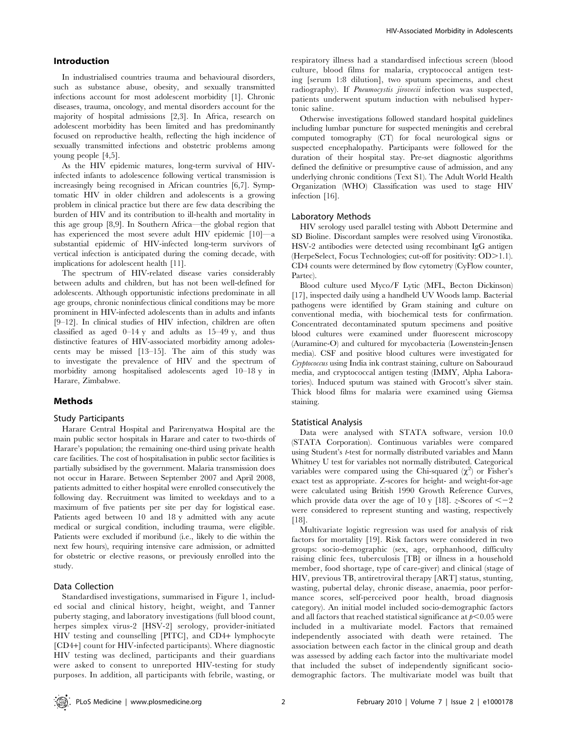## Introduction

In industrialised countries trauma and behavioural disorders, such as substance abuse, obesity, and sexually transmitted infections account for most adolescent morbidity [1]. Chronic diseases, trauma, oncology, and mental disorders account for the majority of hospital admissions [2,3]. In Africa, research on adolescent morbidity has been limited and has predominantly focused on reproductive health, reflecting the high incidence of sexually transmitted infections and obstetric problems among young people [4,5].

As the HIV epidemic matures, long-term survival of HIV-infected infants to adolescence following vertical transmission is increasingly being recognised in African countries [6,7]. Symptomatic HIV in older children and adolescents is a growing problem in clinical practice but there are few data describing the burden of HIV and its contribution to ill-health and mortality in this age group [8,9]. In Southern Africa—the global region that has experienced the most severe adult HIV epidemic [10]—a substantial epidemic of HIV-infected long-term survivors of vertical infection is anticipated during the coming decade, with implications for adolescent health [11].

The spectrum of HIV-related disease varies considerably between adults and children, but has not been well-defined for adolescents. Although opportunistic infections predominate in all age groups, chronic noninfectious clinical conditions may be more prominent in HIV-infected adolescents than in adults and infants [9–12]. In clinical studies of HIV infection, children are often classified as aged 0–14 y and adults as 15–49 y, and thus distinctive features of HIV-associated morbidity among adolescents may be missed [13–15]. The aim of this study was to investigate the prevalence of HIV and the spectrum of morbidity among hospitalised adolescents aged 10–18 y in Harare, Zimbabwe.

## Methods

### Study Participants

Harare Central Hospital and Parirenyatwa Hospital are the main public sector hospitals in Harare and cater to two-thirds of Harare's population; the remaining one-third using private health care facilities. The cost of hospitalisation in public sector facilities is partially subsidised by the government. Malaria transmission does not occur in Harare. Between September 2007 and April 2008, patients admitted to either hospital were enrolled consecutively the following day. Recruitment was limited to weekdays and to a maximum of five patients per site per day for logistical ease. Patients aged between 10 and 18 y admitted with any acute medical or surgical condition, including trauma, were eligible. Patients were excluded if moribund (i.e., likely to die within the next few hours), requiring intensive care admission, or admitted for obstetric or elective reasons, or previously enrolled into the study.

### Data Collection

Standardised investigations, summarised in Figure 1, included social and clinical history, height, weight, and Tanner puberty staging, and laboratory investigations (full blood count, herpes simplex virus-2 [HSV-2] serology, provider-initiated HIV testing and counselling [PITC], and CD4+ lymphocyte [CD4+] count for HIV-infected participants). Where diagnostic HIV testing was declined, participants and their guardians were asked to consent to unreported HIV-testing for study purposes. In addition, all participants with febrile, wasting, or respiratory illness had a standardised infectious screen (blood culture, blood films for malaria, cryptococcal antigen testing [serum 1:8 dilution], two sputum specimens, and chest radiography). If *Pneumocystis jirovecii* infection was suspected, patients underwent sputum induction with nebulised hypertonic saline.

Otherwise investigations followed standard hospital guidelines including lumbar puncture for suspected meningitis and cerebral computed tomography (CT) for focal neurological signs or suspected encephalopathy. Participants were followed for the duration of their hospital stay. Pre-set diagnostic algorithms defined the definitive or presumptive cause of admission, and any underlying chronic conditions (Text S1). The Adult World Health Organization (WHO) Classification was used to stage HIV infection [16].

### Laboratory Methods

HIV serology used parallel testing with Abbott Determine and SD Bioline. Discordant samples were resolved using Vironostika. HSV-2 antibodies were detected using recombinant IgG antigen (HerpeSelect, Focus Technologies; cut-off for positivity: OD>1.1). CD4 counts were determined by flow cytometry (CyFlow counter, Partec).

Blood culture used Myco/F Lytic (MFL, Becton Dickinson) [17], inspected daily using a handheld UV Woods lamp. Bacterial pathogens were identified by Gram staining and culture on conventional media, with biochemical tests for confirmation. Concentrated decontaminated sputum specimens and positive blood cultures were examined under fluorescent microscopy (Auramine-O) and cultured for mycobacteria (Lowenstein-Jensen media). CSF and positive blood cultures were investigated for *Cryptococcus* using India ink contrast staining, culture on Sabouraud media, and cryptococcal antigen testing (IMMY, Alpha Laboratories). Induced sputum was stained with Grocott's silver stain. Thick blood films for malaria were examined using Giemsa staining.

### Statistical Analysis

Data were analysed with STATA software, version 10.0 (STATA Corporation). Continuous variables were compared using Student's *t*-test for normally distributed variables and Mann Whitney U test for variables not normally distributed. Categorical variables were compared using the Chi-squared ($\chi^2$) or Fisher's exact test as appropriate. Z-scores for height- and weight-for-age were calculated using British 1990 Growth Reference Curves, which provide data over the age of 10 y [18]. *z*-Scores of $<-2$ were considered to represent stunting and wasting, respectively [18].

Multivariate logistic regression was used for analysis of risk factors for mortality [19]. Risk factors were considered in two groups: socio-demographic (sex, age, orphanhood, difficulty raising clinic fees, tuberculosis [TB] or illness in a household member, food shortage, type of care-giver) and clinical (stage of HIV, previous TB, antiretroviral therapy [ART] status, stunting, wasting, pubertal delay, chronic disease, anaemia, poor performance scores, self-perceived poor health, broad diagnosis category). An initial model included socio-demographic factors and all factors that reached statistical significance at $p<0.05$ were included in a multivariate model. Factors that remained independently associated with death were retained. The association between each factor in the clinical group and death was assessed by adding each factor into the multivariate model that included the subset of independently significant socio-demographic factors. The multivariate model was built that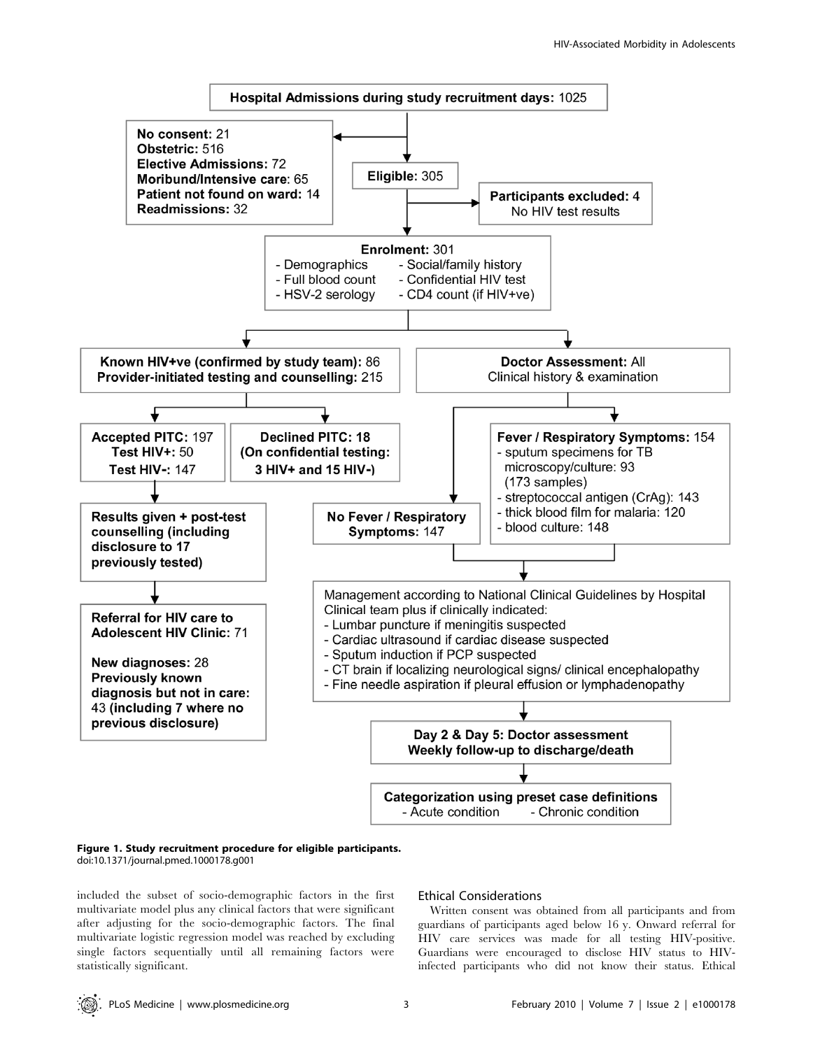**Hospital Admissions during study recruitment days:** 1025

**No consent:** 21
**Obstetric:** 516
**Elective Admissions:** 72
**Moribund/Intensive care:** 65
**Patient not found on ward:** 14
**Readmissions:** 32

**Eligible:** 305

**Participants excluded:** 4
No HIV test results

**Enrolment:** 301
- Demographics
- Social/family history
- Full blood count
- Confidential HIV test
- HSV-2 serology
- CD4 count (if HIV+ve)

**Known HIV+ve (confirmed by study team):** 86
**Provider-initiated testing and counselling:** 215

**Accepted PITC:** 197
**Test HIV+:** 50
**Test HIV-:** 147

**Declined PITC:** 18
**(On confidential testing: 3 HIV+ and 15 HIV-)**

**Results given + post-test counselling (including disclosure to 17 previously tested)**

**Referral for HIV care to Adolescent HIV Clinic:** 71

**New diagnoses:** 28
**Previously known diagnosis but not in care:** 43 **(including 7 where no previous disclosure)**

**Doctor Assessment:** All
Clinical history & examination

**No Fever / Respiratory Symptoms:** 147

**Fever / Respiratory Symptoms:** 154
- sputum specimens for TB microscopy/culture: 93 (173 samples)
- streptococcal antigen (CrAg): 143
- thick blood film for malaria: 120
- blood culture: 148

Management according to National Clinical Guidelines by Hospital Clinical team plus if clinically indicated:
- Lumbar puncture if meningitis suspected
- Cardiac ultrasound if cardiac disease suspected
- Sputum induction if PCP suspected
- CT brain if localizing neurological signs/ clinical encephalopathy
- Fine needle aspiration if pleural effusion or lymphadenopathy

**Day 2 & Day 5: Doctor assessment**
**Weekly follow-up to discharge/death**

**Categorization using preset case definitions**
- Acute condition
- Chronic condition

**Figure 1. Study recruitment procedure for eligible participants.**
doi:10.1371/journal.pmed.1000178.g001

included the subset of socio-demographic factors in the first multivariate model plus any clinical factors that were significant after adjusting for the socio-demographic factors. The final multivariate logistic regression model was reached by excluding single factors sequentially until all remaining factors were statistically significant.

### Ethical Considerations

Written consent was obtained from all participants and from guardians of participants aged below 16 y. Onward referral for HIV care services was made for all testing HIV-positive. Guardians were encouraged to disclose HIV status to HIV-infected participants who did not know their status. Ethical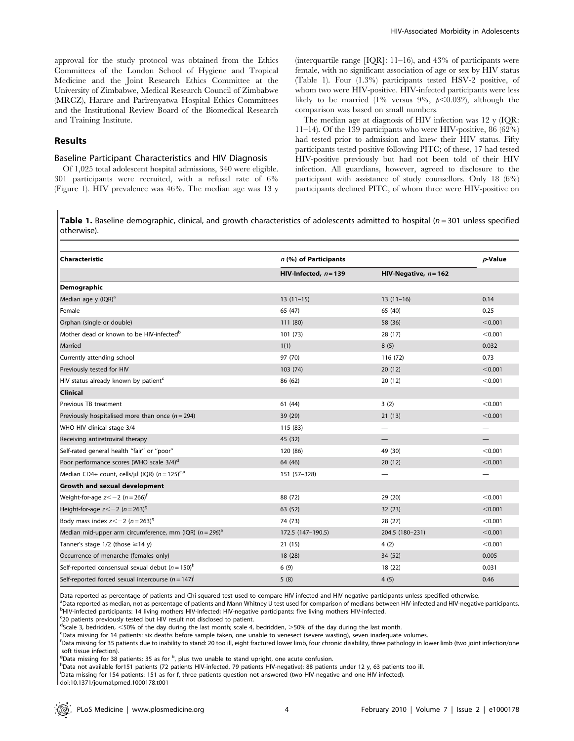approval for the study protocol was obtained from the Ethics Committees of the London School of Hygiene and Tropical Medicine and the Joint Research Ethics Committee at the University of Zimbabwe, Medical Research Council of Zimbabwe (MRCZ), Harare and Parirenyatwa Hospital Ethics Committees and the Institutional Review Board of the Biomedical Research and Training Institute.

## Results

### Baseline Participant Characteristics and HIV Diagnosis

Of 1,025 total adolescent hospital admissions, 340 were eligible. 301 participants were recruited, with a refusal rate of 6% (Figure 1). HIV prevalence was 46%. The median age was 13 y (interquartile range [IQR]: 11–16), and 43% of participants were female, with no significant association of age or sex by HIV status (Table 1). Four (1.3%) participants tested HSV-2 positive, of whom two were HIV-positive. HIV-infected participants were less likely to be married (1% versus 9%, $p<0.032$), although the comparison was based on small numbers.

The median age at diagnosis of HIV infection was 12 y (IQR: 11–14). Of the 139 participants who were HIV-positive, 86 (62%) had tested prior to admission and knew their HIV status. Fifty participants tested positive following PITC; of these, 17 had tested HIV-positive previously but had not been told of their HIV infection. All guardians, however, agreed to disclosure to the participant with assistance of study counsellors. Only 18 (6%) participants declined PITC, of whom three were HIV-positive on

**Table 1.** Baseline demographic, clinical, and growth characteristics of adolescents admitted to hospital ($n=301$ unless specified otherwise).

| Characteristic | *n* (%) of Participants | | *p*-Value |
|---|---|---|---|
| | HIV-Infected, $n=139$ | HIV-Negative, $n=162$ | |
| **Demographic** | | | |
| Median age y (IQR)[a] | 13 (11–15) | 13 (11–16) | 0.14 |
| Female | 65 (47) | 65 (40) | 0.25 |
| Orphan (single or double) | 111 (80) | 58 (36) | <0.001 |
| Mother dead or known to be HIV-infected[b] | 101 (73) | 28 (17) | <0.001 |
| Married | 1(1) | 8 (5) | 0.032 |
| Currently attending school | 97 (70) | 116 (72) | 0.73 |
| Previously tested for HIV | 103 (74) | 20 (12) | <0.001 |
| HIV status already known by patient[c] | 86 (62) | 20 (12) | <0.001 |
| **Clinical** | | | |
| Previous TB treatment | 61 (44) | 3 (2) | <0.001 |
| Previously hospitalised more than once ($n=294$) | 39 (29) | 21 (13) | <0.001 |
| WHO HIV clinical stage 3/4 | 115 (83) | — | — |
| Receiving antiretroviral therapy | 45 (32) | — | — |
| Self-rated general health "fair" or "poor" | 120 (86) | 49 (30) | <0.001 |
| Poor performance scores (WHO scale 3/4)[d] | 64 (46) | 20 (12) | <0.001 |
| Median CD4+ count, cells/µl (IQR) ($n=125$)[e,a] | 151 (57–328) | — | — |
| **Growth and sexual development** | | | |
| Weight-for-age $z<-2$ ($n=266$)[f] | 88 (72) | 29 (20) | <0.001 |
| Height-for-age $z<-2$ ($n=263$)[g] | 63 (52) | 32 (23) | <0.001 |
| Body mass index $z<-2$ ($n=263$)[g] | 74 (73) | 28 (27) | <0.001 |
| Median mid-upper arm circumference, mm (IQR) ($n=296$)[a] | 172.5 (147–190.5) | 204.5 (180–231) | <0.001 |
| Tanner's stage 1/2 (those ≥14 y) | 21 (15) | 4 (2) | <0.001 |
| Occurrence of menarche (females only) | 18 (28) | 34 (52) | 0.005 |
| Self-reported consensual sexual debut ($n=150$)[h] | 6 (9) | 18 (22) | 0.031 |
| Self-reported forced sexual intercourse ($n=147$)[i] | 5 (8) | 4 (5) | 0.46 |

Data reported as percentage of patients and Chi-squared test used to compare HIV-infected and HIV-negative participants unless specified otherwise.
[a]Data reported as median, not as percentage of patients and Mann Whitney U test used for comparison of medians between HIV-infected and HIV-negative participants.
[b]HIV-infected participants: 14 living mothers HIV-infected; HIV-negative participants: five living mothers HIV-infected.
[c]20 patients previously tested but HIV result not disclosed to patient.
[d]Scale 3, bedridden, <50% of the day during the last month; scale 4, bedridden, >50% of the day during the last month.
[e]Data missing for 14 patients: six deaths before sample taken, one unable to venesect (severe wasting), seven inadequate volumes.
[f]Data missing for 35 patients due to inability to stand: 20 too ill, eight fractured lower limb, four chronic disability, three pathology in lower limb (two joint infection/one soft tissue infection).
[g]Data missing for 38 patients: 35 as for [b], plus two unable to stand upright, one acute confusion.
[h]Data not available for151 patients (72 patients HIV-infected, 79 patients HIV-negative): 88 patients under 12 y, 63 patients too ill.
[i]Data missing for 154 patients: 151 as for f, three patients question not answered (two HIV-negative and one HIV-infected).
doi:10.1371/journal.pmed.1000178.t001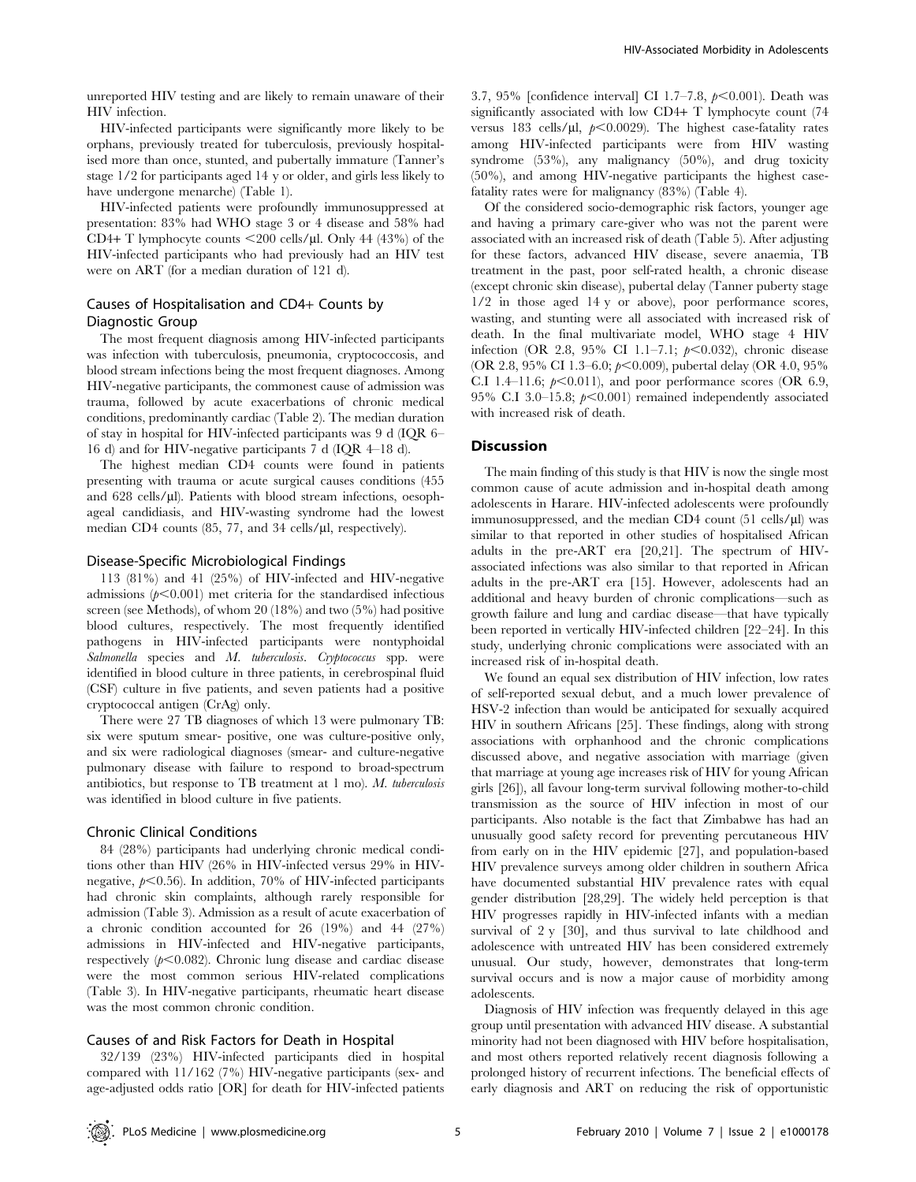unreported HIV testing and are likely to remain unaware of their HIV infection.

HIV-infected participants were significantly more likely to be orphans, previously treated for tuberculosis, previously hospitalised more than once, stunted, and pubertally immature (Tanner's stage 1/2 for participants aged 14 y or older, and girls less likely to have undergone menarche) (Table 1).

HIV-infected patients were profoundly immunosuppressed at presentation: 83% had WHO stage 3 or 4 disease and 58% had CD4+ T lymphocyte counts <200 cells/µl. Only 44 (43%) of the HIV-infected participants who had previously had an HIV test were on ART (for a median duration of 121 d).

## Causes of Hospitalisation and CD4+ Counts by Diagnostic Group

The most frequent diagnosis among HIV-infected participants was infection with tuberculosis, pneumonia, cryptococcosis, and blood stream infections being the most frequent diagnoses. Among HIV-negative participants, the commonest cause of admission was trauma, followed by acute exacerbations of chronic medical conditions, predominantly cardiac (Table 2). The median duration of stay in hospital for HIV-infected participants was 9 d (IQR 6–16 d) and for HIV-negative participants 7 d (IQR 4–18 d).

The highest median CD4 counts were found in patients presenting with trauma or acute surgical causes conditions (455 and 628 cells/µl). Patients with blood stream infections, oesophageal candidiasis, and HIV-wasting syndrome had the lowest median CD4 counts (85, 77, and 34 cells/µl, respectively).

## Disease-Specific Microbiological Findings

113 (81%) and 41 (25%) of HIV-infected and HIV-negative admissions ($p<0.001$) met criteria for the standardised infectious screen (see Methods), of whom 20 (18%) and two (5%) had positive blood cultures, respectively. The most frequently identified pathogens in HIV-infected participants were nontyphoidal *Salmonella* species and *M. tuberculosis*. *Cryptococcus* spp. were identified in blood culture in three patients, in cerebrospinal fluid (CSF) culture in five patients, and seven patients had a positive cryptococcal antigen (CrAg) only.

There were 27 TB diagnoses of which 13 were pulmonary TB: six were sputum smear- positive, one was culture-positive only, and six were radiological diagnoses (smear- and culture-negative pulmonary disease with failure to respond to broad-spectrum antibiotics, but response to TB treatment at 1 mo). *M. tuberculosis* was identified in blood culture in five patients.

## Chronic Clinical Conditions

84 (28%) participants had underlying chronic medical conditions other than HIV (26% in HIV-infected versus 29% in HIV-negative, $p<0.56$). In addition, 70% of HIV-infected participants had chronic skin complaints, although rarely responsible for admission (Table 3). Admission as a result of acute exacerbation of a chronic condition accounted for 26 (19%) and 44 (27%) admissions in HIV-infected and HIV-negative participants, respectively ($p<0.082$). Chronic lung disease and cardiac disease were the most common serious HIV-related complications (Table 3). In HIV-negative participants, rheumatic heart disease was the most common chronic condition.

## Causes of and Risk Factors for Death in Hospital

32/139 (23%) HIV-infected participants died in hospital compared with 11/162 (7%) HIV-negative participants (sex- and age-adjusted odds ratio [OR] for death for HIV-infected patients 3.7, 95% [confidence interval] CI 1.7–7.8, $p<0.001$). Death was significantly associated with low CD4+ T lymphocyte count (74 versus 183 cells/µl, $p<0.0029$). The highest case-fatality rates among HIV-infected participants were from HIV wasting syndrome (53%), any malignancy (50%), and drug toxicity (50%), and among HIV-negative participants the highest case-fatality rates were for malignancy (83%) (Table 4).

Of the considered socio-demographic risk factors, younger age and having a primary care-giver who was not the parent were associated with an increased risk of death (Table 5). After adjusting for these factors, advanced HIV disease, severe anaemia, TB treatment in the past, poor self-rated health, a chronic disease (except chronic skin disease), pubertal delay (Tanner puberty stage 1/2 in those aged 14 y or above), poor performance scores, wasting, and stunting were all associated with increased risk of death. In the final multivariate model, WHO stage 4 HIV infection (OR 2.8, 95% CI 1.1–7.1; $p<0.032$), chronic disease (OR 2.8, 95% CI 1.3–6.0; $p<0.009$), pubertal delay (OR 4.0, 95% C.I 1.4–11.6; $p<0.011$), and poor performance scores (OR 6.9, 95% C.I 3.0–15.8; $p<0.001$) remained independently associated with increased risk of death.

## Discussion

The main finding of this study is that HIV is now the single most common cause of acute admission and in-hospital death among adolescents in Harare. HIV-infected adolescents were profoundly immunosuppressed, and the median CD4 count (51 cells/µl) was similar to that reported in other studies of hospitalised African adults in the pre-ART era [20,21]. The spectrum of HIV-associated infections was also similar to that reported in African adults in the pre-ART era [15]. However, adolescents had an additional and heavy burden of chronic complications—such as growth failure and lung and cardiac disease—that have typically been reported in vertically HIV-infected children [22–24]. In this study, underlying chronic complications were associated with an increased risk of in-hospital death.

We found an equal sex distribution of HIV infection, low rates of self-reported sexual debut, and a much lower prevalence of HSV-2 infection than would be anticipated for sexually acquired HIV in southern Africans [25]. These findings, along with strong associations with orphanhood and the chronic complications discussed above, and negative association with marriage (given that marriage at young age increases risk of HIV for young African girls [26]), all favour long-term survival following mother-to-child transmission as the source of HIV infection in most of our participants. Also notable is the fact that Zimbabwe has had an unusually good safety record for preventing percutaneous HIV from early on in the HIV epidemic [27], and population-based HIV prevalence surveys among older children in southern Africa have documented substantial HIV prevalence rates with equal gender distribution [28,29]. The widely held perception is that HIV progresses rapidly in HIV-infected infants with a median survival of 2 y [30], and thus survival to late childhood and adolescence with untreated HIV has been considered extremely unusual. Our study, however, demonstrates that long-term survival occurs and is now a major cause of morbidity among adolescents.

Diagnosis of HIV infection was frequently delayed in this age group until presentation with advanced HIV disease. A substantial minority had not been diagnosed with HIV before hospitalisation, and most others reported relatively recent diagnosis following a prolonged history of recurrent infections. The beneficial effects of early diagnosis and ART on reducing the risk of opportunistic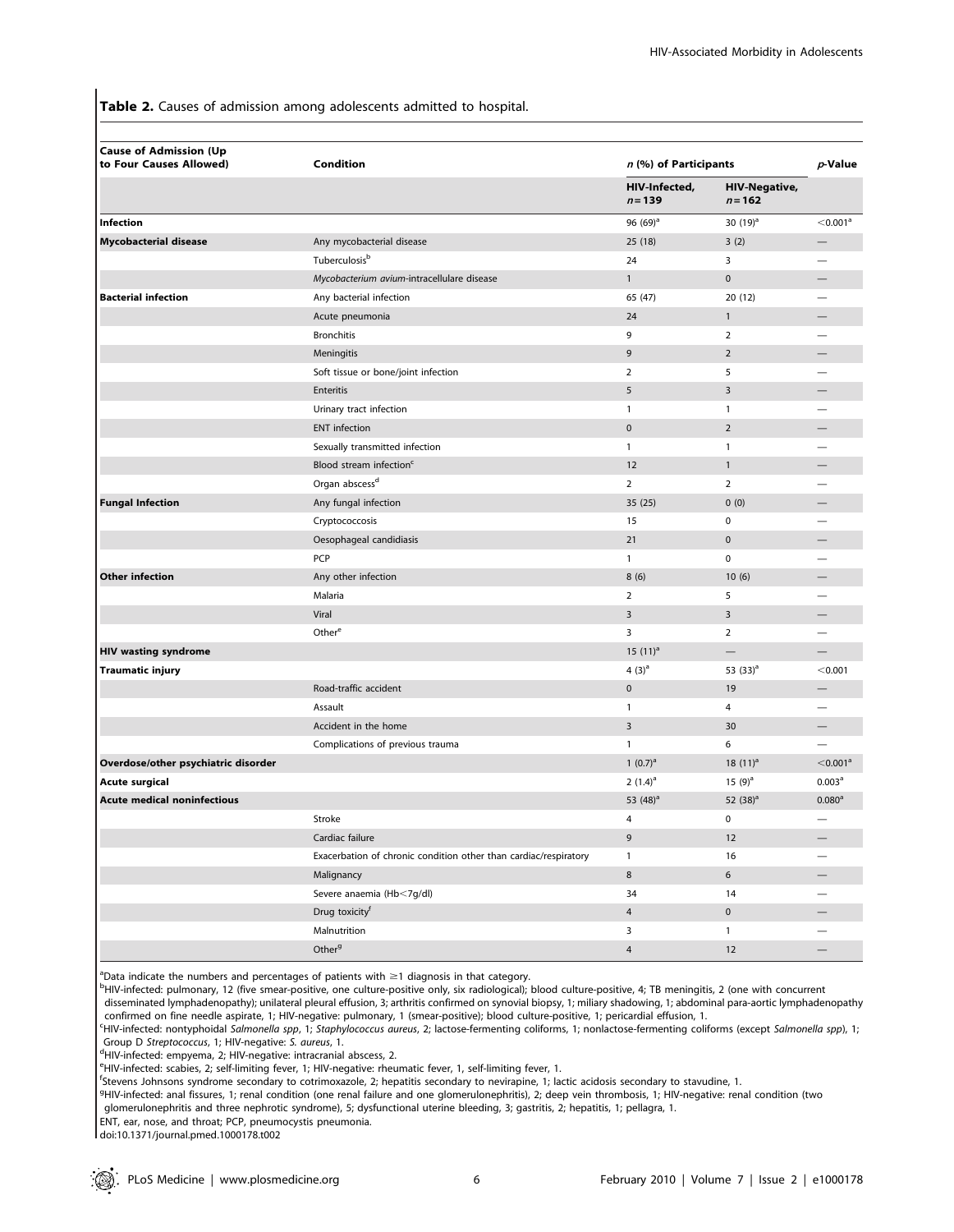**Table 2.** Causes of admission among adolescents admitted to hospital.

| Cause of Admission (Up to Four Causes Allowed) | Condition | n (%) of Participants | | p-Value |
|---|---|---|---|---|
| | | HIV-Infected, n = 139 | HIV-Negative, n = 162 | |
| **Infection** | | 96 (69)[a] | 30 (19)[a] | <0.001[a] |
| **Mycobacterial disease** | Any mycobacterial disease | 25 (18) | 3 (2) | — |
| | Tuberculosis[b] | 24 | 3 | — |
| | *Mycobacterium avium*-intracellulare disease | 1 | 0 | — |
| **Bacterial infection** | Any bacterial infection | 65 (47) | 20 (12) | — |
| | Acute pneumonia | 24 | 1 | — |
| | Bronchitis | 9 | 2 | — |
| | Meningitis | 9 | 2 | — |
| | Soft tissue or bone/joint infection | 2 | 5 | — |
| | Enteritis | 5 | 3 | — |
| | Urinary tract infection | 1 | 1 | — |
| | ENT infection | 0 | 2 | — |
| | Sexually transmitted infection | 1 | 1 | — |
| | Blood stream infection[c] | 12 | 1 | — |
| | Organ abscess[d] | 2 | 2 | — |
| **Fungal Infection** | Any fungal infection | 35 (25) | 0 (0) | — |
| | Cryptococcosis | 15 | 0 | — |
| | Oesophageal candidiasis | 21 | 0 | — |
| | PCP | 1 | 0 | — |
| **Other infection** | Any other infection | 8 (6) | 10 (6) | — |
| | Malaria | 2 | 5 | — |
| | Viral | 3 | 3 | — |
| | Other[e] | 3 | 2 | — |
| **HIV wasting syndrome** | | 15 (11)[a] | — | — |
| **Traumatic injury** | | 4 (3)[a] | 53 (33)[a] | <0.001 |
| | Road-traffic accident | 0 | 19 | — |
| | Assault | 1 | 4 | — |
| | Accident in the home | 3 | 30 | — |
| | Complications of previous trauma | 1 | 6 | — |
| **Overdose/other psychiatric disorder** | | 1 (0.7)[a] | 18 (11)[a] | <0.001[a] |
| **Acute surgical** | | 2 (1.4)[a] | 15 (9)[a] | 0.003[a] |
| **Acute medical noninfectious** | | 53 (48)[a] | 52 (38)[a] | 0.080[a] |
| | Stroke | 4 | 0 | — |
| | Cardiac failure | 9 | 12 | — |
| | Exacerbation of chronic condition other than cardiac/respiratory | 1 | 16 | — |
| | Malignancy | 8 | 6 | — |
| | Severe anaemia (Hb<7g/dl) | 34 | 14 | — |
| | Drug toxicity[f] | 4 | 0 | — |
| | Malnutrition | 3 | 1 | — |
| | Other[g] | 4 | 12 | — |

[a]Data indicate the numbers and percentages of patients with ≥1 diagnosis in that category.
[b]HIV-infected: pulmonary, 12 (five smear-positive, one culture-positive only, six radiological); blood culture-positive, 4; TB meningitis, 2 (one with concurrent disseminated lymphadenopathy); unilateral pleural effusion, 3; arthritis confirmed on synovial biopsy, 1; miliary shadowing, 1; abdominal para-aortic lymphadenopathy confirmed on fine needle aspirate, 1; HIV-negative: pulmonary, 1 (smear-positive); blood culture-positive, 1; pericardial effusion, 1.
[c]HIV-infected: nontyphoidal *Salmonella spp*, 1; *Staphylococcus aureus*, 2; lactose-fermenting coliforms, 1; nonlactose-fermenting coliforms (except *Salmonella spp*), 1; Group D *Streptococcus*, 1; HIV-negative: *S. aureus*, 1.
[d]HIV-infected: empyema, 2; HIV-negative: intracranial abscess, 2.
[e]HIV-infected: scabies, 2; self-limiting fever, 1; HIV-negative: rheumatic fever, 1, self-limiting fever, 1.
[f]Stevens Johnsons syndrome secondary to cotrimoxazole, 2; hepatitis secondary to nevirapine, 1; lactic acidosis secondary to stavudine, 1.
[g]HIV-infected: anal fissures, 1; renal condition (one renal failure and one glomerulonephritis), 2; deep vein thrombosis, 1; HIV-negative: renal condition (two glomerulonephritis and three nephrotic syndrome), 5; dysfunctional uterine bleeding, 3; gastritis, 2; hepatitis, 1; pellagra, 1.
ENT, ear, nose, and throat; PCP, pneumocystis pneumonia.
doi:10.1371/journal.pmed.1000178.t002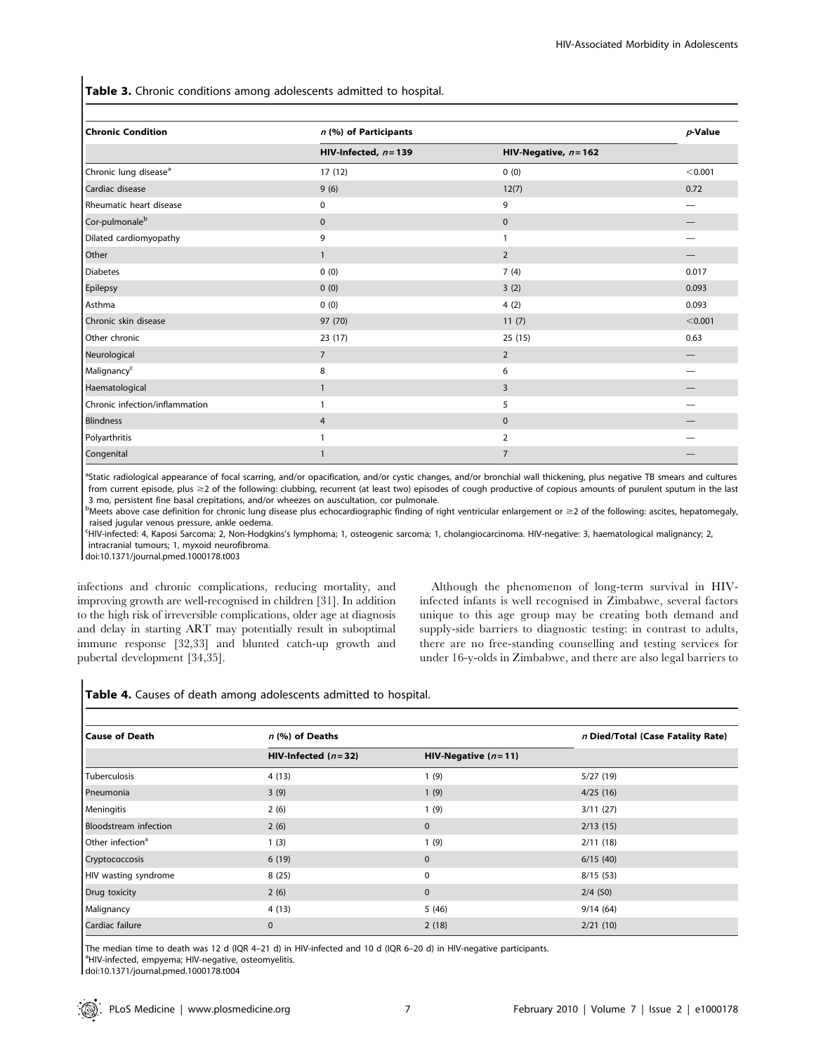**Table 3.** Chronic conditions among adolescents admitted to hospital.

| Chronic Condition | *n* (%) of Participants | | *p*-Value |
|---|---|---|---|
| | HIV-Infected, *n* = 139 | HIV-Negative, *n* = 162 | |
| Chronic lung disease[a] | 17 (12) | 0 (0) | <0.001 |
| Cardiac disease | 9 (6) | 12(7) | 0.72 |
| Rheumatic heart disease | 0 | 9 | — |
| Cor-pulmonale[b] | 0 | 0 | — |
| Dilated cardiomyopathy | 9 | 1 | — |
| Other | 1 | 2 | — |
| Diabetes | 0 (0) | 7 (4) | 0.017 |
| Epilepsy | 0 (0) | 3 (2) | 0.093 |
| Asthma | 0 (0) | 4 (2) | 0.093 |
| Chronic skin disease | 97 (70) | 11 (7) | <0.001 |
| Other chronic | 23 (17) | 25 (15) | 0.63 |
| Neurological | 7 | 2 | — |
| Malignancy[c] | 8 | 6 | — |
| Haematological | 1 | 3 | — |
| Chronic infection/inflammation | 1 | 5 | — |
| Blindness | 4 | 0 | — |
| Polyarthritis | 1 | 2 | — |
| Congenital | 1 | 7 | — |

[a]Static radiological appearance of focal scarring, and/or opacification, and/or cystic changes, and/or bronchial wall thickening, plus negative TB smears and cultures from current episode, plus ≥2 of the following: clubbing, recurrent (at least two) episodes of cough productive of copious amounts of purulent sputum in the last 3 mo, persistent fine basal crepitations, and/or wheezes on auscultation, cor pulmonale.
[b]Meets above case definition for chronic lung disease plus echocardiographic finding of right ventricular enlargement or ≥2 of the following: ascites, hepatomegaly, raised jugular venous pressure, ankle oedema.
[c]HIV-infected: 4, Kaposi Sarcoma; 2, Non-Hodgkins's lymphoma; 1, osteogenic sarcoma; 1, cholangiocarcinoma. HIV-negative: 3, haematological malignancy; 2, intracranial tumours; 1, myxoid neurofibroma.
doi:10.1371/journal.pmed.1000178.t003

infections and chronic complications, reducing mortality, and improving growth are well-recognised in children [31]. In addition to the high risk of irreversible complications, older age at diagnosis and delay in starting ART may potentially result in suboptimal immune response [32,33] and blunted catch-up growth and pubertal development [34,35].

Although the phenomenon of long-term survival in HIV-infected infants is well recognised in Zimbabwe, several factors unique to this age group may be creating both demand and supply-side barriers to diagnostic testing: in contrast to adults, there are no free-standing counselling and testing services for under 16-y-olds in Zimbabwe, and there are also legal barriers to

**Table 4.** Causes of death among adolescents admitted to hospital.

| Cause of Death | *n* (%) of Deaths | | *n* Died/Total (Case Fatality Rate) |
|---|---|---|---|
| | HIV-Infected (*n* = 32) | HIV-Negative (*n* = 11) | |
| Tuberculosis | 4 (13) | 1 (9) | 5/27 (19) |
| Pneumonia | 3 (9) | 1 (9) | 4/25 (16) |
| Meningitis | 2 (6) | 1 (9) | 3/11 (27) |
| Bloodstream infection | 2 (6) | 0 | 2/13 (15) |
| Other infection[a] | 1 (3) | 1 (9) | 2/11 (18) |
| Cryptococcosis | 6 (19) | 0 | 6/15 (40) |
| HIV wasting syndrome | 8 (25) | 0 | 8/15 (53) |
| Drug toxicity | 2 (6) | 0 | 2/4 (50) |
| Malignancy | 4 (13) | 5 (46) | 9/14 (64) |
| Cardiac failure | 0 | 2 (18) | 2/21 (10) |

The median time to death was 12 d (IQR 4–21 d) in HIV-infected and 10 d (IQR 6–20 d) in HIV-negative participants.
[a]HIV-infected, empyema; HIV-negative, osteomyelitis.
doi:10.1371/journal.pmed.1000178.t004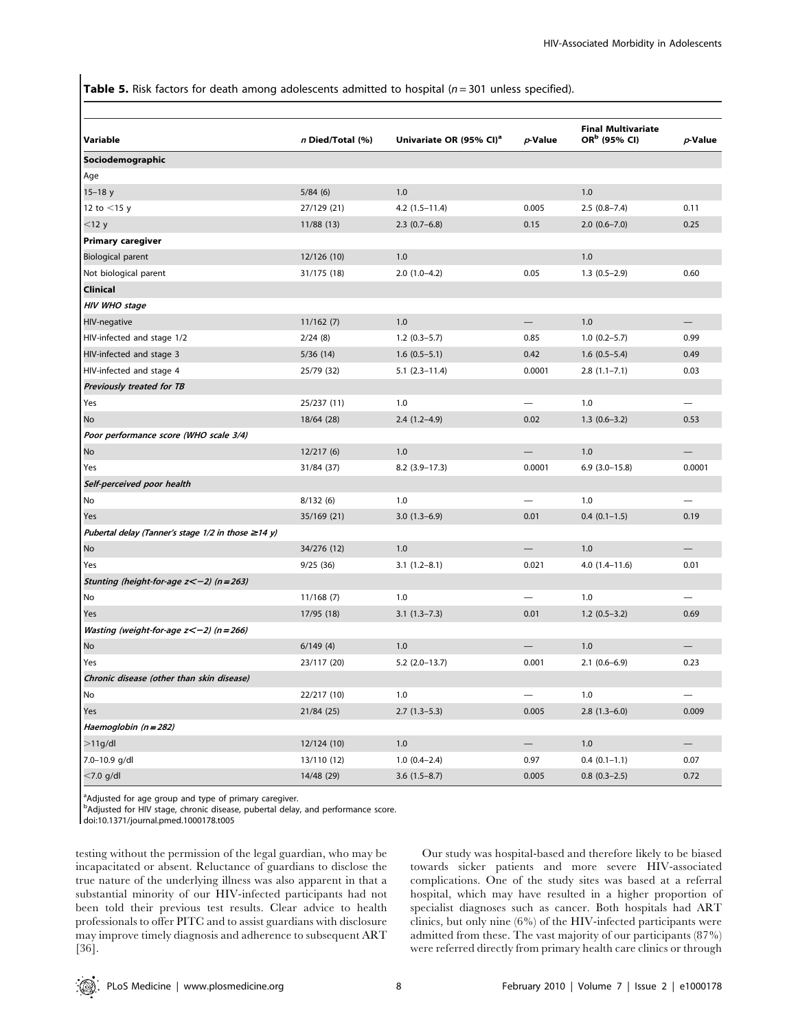**Table 5.** Risk factors for death among adolescents admitted to hospital ($n = 301$ unless specified).

| Variable | n Died/Total (%) | Univariate OR (95% CI)[a] | p-Value | Final Multivariate OR[b] (95% CI) | p-Value |
|---|---|---|---|---|---|
| **Sociodemographic** | | | | | |
| Age | | | | | |
| 15–18 y | 5/84 (6) | 1.0 | | 1.0 | |
| 12 to <15 y | 27/129 (21) | 4.2 (1.5–11.4) | 0.005 | 2.5 (0.8–7.4) | 0.11 |
| <12 y | 11/88 (13) | 2.3 (0.7–6.8) | 0.15 | 2.0 (0.6–7.0) | 0.25 |
| **Primary caregiver** | | | | | |
| Biological parent | 12/126 (10) | 1.0 | | 1.0 | |
| Not biological parent | 31/175 (18) | 2.0 (1.0–4.2) | 0.05 | 1.3 (0.5–2.9) | 0.60 |
| **Clinical** | | | | | |
| *HIV WHO stage* | | | | | |
| HIV-negative | 11/162 (7) | 1.0 | — | 1.0 | — |
| HIV-infected and stage 1/2 | 2/24 (8) | 1.2 (0.3–5.7) | 0.85 | 1.0 (0.2–5.7) | 0.99 |
| HIV-infected and stage 3 | 5/36 (14) | 1.6 (0.5–5.1) | 0.42 | 1.6 (0.5–5.4) | 0.49 |
| HIV-infected and stage 4 | 25/79 (32) | 5.1 (2.3–11.4) | 0.0001 | 2.8 (1.1–7.1) | 0.03 |
| *Previously treated for TB* | | | | | |
| Yes | 25/237 (11) | 1.0 | — | 1.0 | — |
| No | 18/64 (28) | 2.4 (1.2–4.9) | 0.02 | 1.3 (0.6–3.2) | 0.53 |
| *Poor performance score (WHO scale 3/4)* | | | | | |
| No | 12/217 (6) | 1.0 | — | 1.0 | — |
| Yes | 31/84 (37) | 8.2 (3.9–17.3) | 0.0001 | 6.9 (3.0–15.8) | 0.0001 |
| *Self-perceived poor health* | | | | | |
| No | 8/132 (6) | 1.0 | — | 1.0 | — |
| Yes | 35/169 (21) | 3.0 (1.3–6.9) | 0.01 | 0.4 (0.1–1.5) | 0.19 |
| *Pubertal delay (Tanner's stage 1/2 in those ≥14 y)* | | | | | |
| No | 34/276 (12) | 1.0 | — | 1.0 | — |
| Yes | 9/25 (36) | 3.1 (1.2–8.1) | 0.021 | 4.0 (1.4–11.6) | 0.01 |
| *Stunting (height-for-age z<−2) (n = 263)* | | | | | |
| No | 11/168 (7) | 1.0 | — | 1.0 | — |
| Yes | 17/95 (18) | 3.1 (1.3–7.3) | 0.01 | 1.2 (0.5–3.2) | 0.69 |
| *Wasting (weight-for-age z<−2) (n = 266)* | | | | | |
| No | 6/149 (4) | 1.0 | — | 1.0 | — |
| Yes | 23/117 (20) | 5.2 (2.0–13.7) | 0.001 | 2.1 (0.6–6.9) | 0.23 |
| *Chronic disease (other than skin disease)* | | | | | |
| No | 22/217 (10) | 1.0 | — | 1.0 | — |
| Yes | 21/84 (25) | 2.7 (1.3–5.3) | 0.005 | 2.8 (1.3–6.0) | 0.009 |
| *Haemoglobin (n = 282)* | | | | | |
| >11g/dl | 12/124 (10) | 1.0 | — | 1.0 | — |
| 7.0–10.9 g/dl | 13/110 (12) | 1.0 (0.4–2.4) | 0.97 | 0.4 (0.1–1.1) | 0.07 |
| <7.0 g/dl | 14/48 (29) | 3.6 (1.5–8.7) | 0.005 | 0.8 (0.3–2.5) | 0.72 |

[a]Adjusted for age group and type of primary caregiver.
[b]Adjusted for HIV stage, chronic disease, pubertal delay, and performance score.
doi:10.1371/journal.pmed.1000178.t005

testing without the permission of the legal guardian, who may be incapacitated or absent. Reluctance of guardians to disclose the true nature of the underlying illness was also apparent in that a substantial minority of our HIV-infected participants had not been told their previous test results. Clear advice to health professionals to offer PITC and to assist guardians with disclosure may improve timely diagnosis and adherence to subsequent ART [36].

Our study was hospital-based and therefore likely to be biased towards sicker patients and more severe HIV-associated complications. One of the study sites was based at a referral hospital, which may have resulted in a higher proportion of specialist diagnoses such as cancer. Both hospitals had ART clinics, but only nine (6%) of the HIV-infected participants were admitted from these. The vast majority of our participants (87%) were referred directly from primary health care clinics or through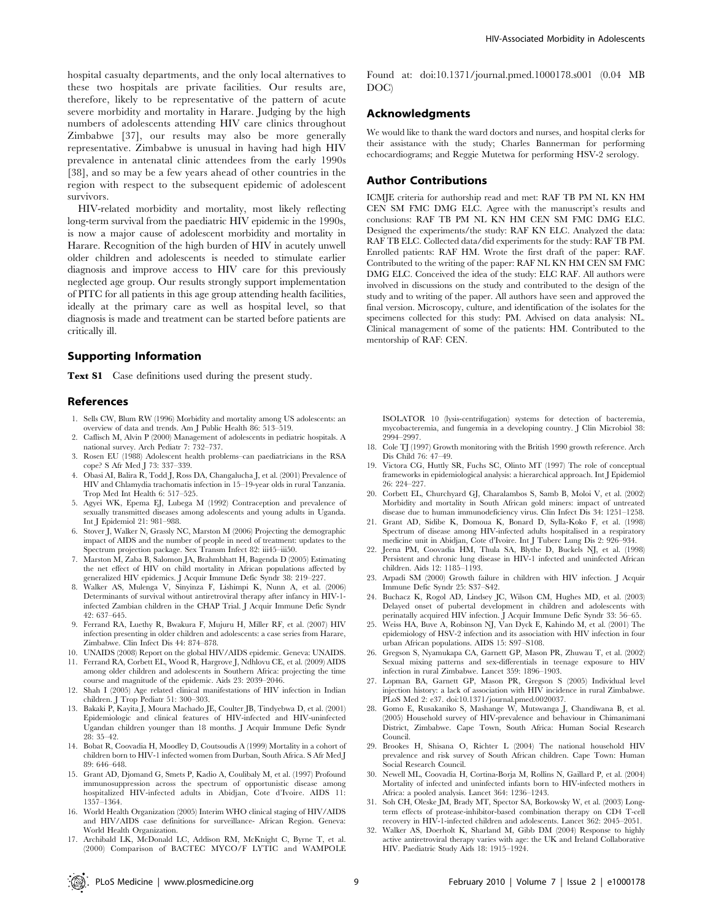hospital casualty departments, and the only local alternatives to these two hospitals are private facilities. Our results are, therefore, likely to be representative of the pattern of acute severe morbidity and mortality in Harare. Judging by the high numbers of adolescents attending HIV care clinics throughout Zimbabwe [37], our results may also be more generally representative. Zimbabwe is unusual in having had high HIV prevalence in antenatal clinic attendees from the early 1990s [38], and so may be a few years ahead of other countries in the region with respect to the subsequent epidemic of adolescent survivors.

HIV-related morbidity and mortality, most likely reflecting long-term survival from the paediatric HIV epidemic in the 1990s, is now a major cause of adolescent morbidity and mortality in Harare. Recognition of the high burden of HIV in acutely unwell older children and adolescents is needed to stimulate earlier diagnosis and improve access to HIV care for this previously neglected age group. Our results strongly support implementation of PITC for all patients in this age group attending health facilities, ideally at the primary care as well as hospital level, so that diagnosis is made and treatment can be started before patients are critically ill.

## Supporting Information

**Text S1** Case definitions used during the present study.

Found at: doi:10.1371/journal.pmed.1000178.s001 (0.04 MB DOC)

## Acknowledgments

We would like to thank the ward doctors and nurses, and hospital clerks for their assistance with the study; Charles Bannerman for performing echocardiograms; and Reggie Mutetwa for performing HSV-2 serology.

## Author Contributions

ICMJE criteria for authorship read and met: RAF TB PM NL KN HM CEN SM FMC DMG ELC. Agree with the manuscript's results and conclusions: RAF TB PM NL KN HM CEN SM FMC DMG ELC. Designed the experiments/the study: RAF KN ELC. Analyzed the data: RAF TB ELC. Collected data/did experiments for the study: RAF TB PM. Enrolled patients: RAF HM. Wrote the first draft of the paper: RAF. Contributed to the writing of the paper: RAF NL KN HM CEN SM FMC DMG ELC. Conceived the idea of the study: ELC RAF. All authors were involved in discussions on the study and contributed to the design of the study and to writing of the paper. All authors have seen and approved the final version. Microscopy, culture, and identification of the isolates for the specimens collected for this study: PM. Advised on data analysis: NL. Clinical management of some of the patients: HM. Contributed to the mentorship of RAF: CEN.

## References

1. Sells CW, Blum RW (1996) Morbidity and mortality among US adolescents: an overview of data and trends. Am J Public Health 86: 513–519.
2. Caflisch M, Alvin P (2000) Management of adolescents in pediatric hospitals. A national survey. Arch Pediatr 7: 732–737.
3. Rosen EU (1988) Adolescent health problems–can paediatricians in the RSA cope? S Afr Med J 73: 337–339.
4. Obasi AI, Balira R, Todd J, Ross DA, Changalucha J, et al. (2001) Prevalence of HIV and Chlamydia trachomatis infection in 15–19-year olds in rural Tanzania. Trop Med Int Health 6: 517–525.
5. Agyei WK, Epema EJ, Lubega M (1992) Contraception and prevalence of sexually transmitted diseases among adolescents and young adults in Uganda. Int J Epidemiol 21: 981–988.
6. Stover J, Walker N, Grassly NC, Marston M (2006) Projecting the demographic impact of AIDS and the number of people in need of treatment: updates to the Spectrum projection package. Sex Transm Infect 82: iii45–iii50.
7. Marston M, Zaba B, Salomon JA, Brahmbhatt H, Bagenda D (2005) Estimating the net effect of HIV on child mortality in African populations affected by generalized HIV epidemics. J Acquir Immune Defic Syndr 38: 219–227.
8. Walker AS, Mulenga V, Sinyinza F, Lishimpi K, Nunn A, et al. (2006) Determinants of survival without antiretroviral therapy after infancy in HIV-1-infected Zambian children in the CHAP Trial. J Acquir Immune Defic Syndr 42: 637–645.
9. Ferrand RA, Luethy R, Bwakura F, Mujuru H, Miller RF, et al. (2007) HIV infection presenting in older children and adolescents: a case series from Harare, Zimbabwe. Clin Infect Dis 44: 874–878.
10. UNAIDS (2008) Report on the global HIV/AIDS epidemic. Geneva: UNAIDS.
11. Ferrand RA, Corbett EL, Wood R, Hargrove J, Ndhlovu CE, et al. (2009) AIDS among older children and adolescents in Southern Africa: projecting the time course and magnitude of the epidemic. Aids 23: 2039–2046.
12. Shah I (2005) Age related clinical manifestations of HIV infection in Indian children. J Trop Pediatr 51: 300–303.
13. Bakaki P, Kayita J, Moura Machado JE, Coulter JB, Tindyebwa D, et al. (2001) Epidemiologic and clinical features of HIV-infected and HIV-uninfected Ugandan children younger than 18 months. J Acquir Immune Defic Syndr 28: 35–42.
14. Bobat R, Coovadia H, Moodley D, Coutsoudis A (1999) Mortality in a cohort of children born to HIV-1 infected women from Durban, South Africa. S Afr Med J 89: 646–648.
15. Grant AD, Djomand G, Smets P, Kadio A, Coulibaly M, et al. (1997) Profound immunosuppression across the spectrum of opportunistic disease among hospitalized HIV-infected adults in Abidjan, Cote d'Ivoire. AIDS 11: 1357–1364.
16. World Health Organization (2005) Interim WHO clinical staging of HIV/AIDS and HIV/AIDS case definitions for surveillance- African Region. Geneva: World Health Organization.
17. Archibald LK, McDonald LC, Addison RM, McKnight C, Byrne T, et al. (2000) Comparison of BACTEC MYCO/F LYTIC and WAMPOLE ISOLATOR 10 (lysis-centrifugation) systems for detection of bacteremia, mycobacteremia, and fungemia in a developing country. J Clin Microbiol 38: 2994–2997.
18. Cole TJ (1997) Growth monitoring with the British 1990 growth reference. Arch Dis Child 76: 47–49.
19. Victora CG, Huttly SR, Fuchs SC, Olinto MT (1997) The role of conceptual frameworks in epidemiological analysis: a hierarchical approach. Int J Epidemiol 26: 224–227.
20. Corbett EL, Churchyard GJ, Charalambos S, Samb B, Moloi V, et al. (2002) Morbidity and mortality in South African gold miners: impact of untreated disease due to human immunodeficiency virus. Clin Infect Dis 34: 1251–1258.
21. Grant AD, Sidibe K, Domoua K, Bonard D, Sylla-Koko F, et al. (1998) Spectrum of disease among HIV-infected adults hospitalised in a respiratory medicine unit in Abidjan, Cote d'Ivoire. Int J Tuberc Lung Dis 2: 926–934.
22. Jeena PM, Coovadia HM, Thula SA, Blythe D, Buckels NJ, et al. (1998) Persistent and chronic lung disease in HIV-1 infected and uninfected African children. Aids 12: 1185–1193.
23. Arpadi SM (2000) Growth failure in children with HIV infection. J Acquir Immune Defic Syndr 25: S37–S42.
24. Buchacz K, Rogol AD, Lindsey JC, Wilson CM, Hughes MD, et al. (2003) Delayed onset of pubertal development in children and adolescents with perinatally acquired HIV infection. J Acquir Immune Defic Syndr 33: 56–65.
25. Weiss HA, Buve A, Robinson NJ, Van Dyck E, Kahindo M, et al. (2001) The epidemiology of HSV-2 infection and its association with HIV infection in four urban African populations. AIDS 15: S97–S108.
26. Gregson S, Nyamukapa CA, Garnett GP, Mason PR, Zhuwau T, et al. (2002) Sexual mixing patterns and sex-differentials in teenage exposure to HIV infection in rural Zimbabwe. Lancet 359: 1896–1903.
27. Lopman BA, Garnett GP, Mason PR, Gregson S (2005) Individual level injection history: a lack of association with HIV incidence in rural Zimbabwe. PLoS Med 2: e37. doi:10.1371/journal.pmed.0020037.
28. Gomo E, Rusakaniko S, Mashange W, Mutswanga J, Chandiwana B, et al. (2005) Household survey of HIV-prevalence and behaviour in Chimanimani District, Zimbabwe. Cape Town, South Africa: Human Social Research Council.
29. Brookes H, Shisana O, Richter L (2004) The national household HIV prevalence and risk survey of South African children. Cape Town: Human Social Research Council.
30. Newell ML, Coovadia H, Cortina-Borja M, Rollins N, Gaillard P, et al. (2004) Mortality of infected and uninfected infants born to HIV-infected mothers in Africa: a pooled analysis. Lancet 364: 1236–1243.
31. Soh CH, Oleske JM, Brady MT, Spector SA, Borkowsky W, et al. (2003) Long-term effects of protease-inhibitor-based combination therapy on CD4 T-cell recovery in HIV-1-infected children and adolescents. Lancet 362: 2045–2051.
32. Walker AS, Doerholt K, Sharland M, Gibb DM (2004) Response to highly active antiretroviral therapy varies with age: the UK and Ireland Collaborative HIV. Paediatric Study Aids 18: 1915–1924.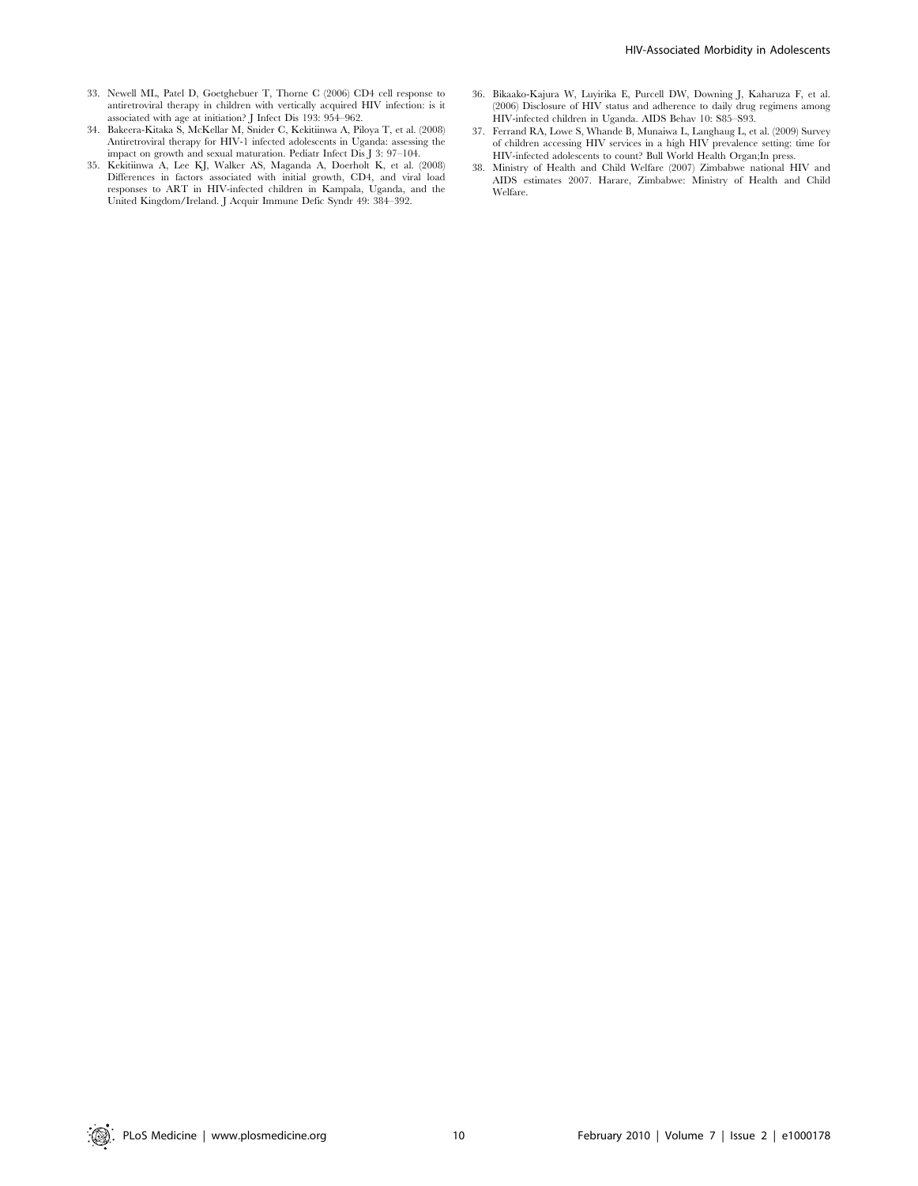33. Newell ML, Patel D, Goetghebuer T, Thorne C (2006) CD4 cell response to antiretroviral therapy in children with vertically acquired HIV infection: is it associated with age at initiation? J Infect Dis 193: 954–962.
34. Bakeera-Kitaka S, McKellar M, Snider C, Kekitiinwa A, Piloya T, et al. (2008) Antiretroviral therapy for HIV-1 infected adolescents in Uganda: assessing the impact on growth and sexual maturation. Pediatr Infect Dis J 3: 97–104.
35. Kekitiinwa A, Lee KJ, Walker AS, Maganda A, Doerholt K, et al. (2008) Differences in factors associated with initial growth, CD4, and viral load responses to ART in HIV-infected children in Kampala, Uganda, and the United Kingdom/Ireland. J Acquir Immune Defic Syndr 49: 384–392.
36. Bikaako-Kajura W, Luyirika E, Purcell DW, Downing J, Kaharuza F, et al. (2006) Disclosure of HIV status and adherence to daily drug regimens among HIV-infected children in Uganda. AIDS Behav 10: S85–S93.
37. Ferrand RA, Lowe S, Whande B, Munaiwa L, Langhaug L, et al. (2009) Survey of children accessing HIV services in a high HIV prevalence setting: time for HIV-infected adolescents to count? Bull World Health Organ;In press.
38. Ministry of Health and Child Welfare (2007) Zimbabwe national HIV and AIDS estimates 2007. Harare, Zimbabwe: Ministry of Health and Child Welfare.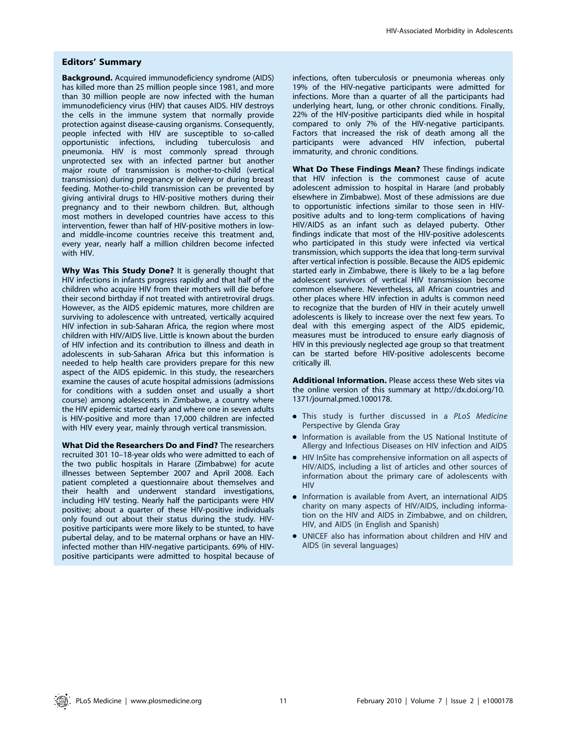## Editors' Summary

**Background.** Acquired immunodeficiency syndrome (AIDS) has killed more than 25 million people since 1981, and more than 30 million people are now infected with the human immunodeficiency virus (HIV) that causes AIDS. HIV destroys the cells in the immune system that normally provide protection against disease-causing organisms. Consequently, people infected with HIV are susceptible to so-called opportunistic infections, including tuberculosis and pneumonia. HIV is most commonly spread through unprotected sex with an infected partner but another major route of transmission is mother-to-child (vertical transmission) during pregnancy or delivery or during breast feeding. Mother-to-child transmission can be prevented by giving antiviral drugs to HIV-positive mothers during their pregnancy and to their newborn children. But, although most mothers in developed countries have access to this intervention, fewer than half of HIV-positive mothers in low- and middle-income countries receive this treatment and, every year, nearly half a million children become infected with HIV.

**Why Was This Study Done?** It is generally thought that HIV infections in infants progress rapidly and that half of the children who acquire HIV from their mothers will die before their second birthday if not treated with antiretroviral drugs. However, as the AIDS epidemic matures, more children are surviving to adolescence with untreated, vertically acquired HIV infection in sub-Saharan Africa, the region where most children with HIV/AIDS live. Little is known about the burden of HIV infection and its contribution to illness and death in adolescents in sub-Saharan Africa but this information is needed to help health care providers prepare for this new aspect of the AIDS epidemic. In this study, the researchers examine the causes of acute hospital admissions (admissions for conditions with a sudden onset and usually a short course) among adolescents in Zimbabwe, a country where the HIV epidemic started early and where one in seven adults is HIV-positive and more than 17,000 children are infected with HIV every year, mainly through vertical transmission.

**What Did the Researchers Do and Find?** The researchers recruited 301 10–18-year olds who were admitted to each of the two public hospitals in Harare (Zimbabwe) for acute illnesses between September 2007 and April 2008. Each patient completed a questionnaire about themselves and their health and underwent standard investigations, including HIV testing. Nearly half the participants were HIV positive; about a quarter of these HIV-positive individuals only found out about their status during the study. HIV-positive participants were more likely to be stunted, to have pubertal delay, and to be maternal orphans or have an HIV-infected mother than HIV-negative participants. 69% of HIV-positive participants were admitted to hospital because of infections, often tuberculosis or pneumonia whereas only 19% of the HIV-negative participants were admitted for infections. More than a quarter of all the participants had underlying heart, lung, or other chronic conditions. Finally, 22% of the HIV-positive participants died while in hospital compared to only 7% of the HIV-negative participants. Factors that increased the risk of death among all the participants were advanced HIV infection, pubertal immaturity, and chronic conditions.

**What Do These Findings Mean?** These findings indicate that HIV infection is the commonest cause of acute adolescent admission to hospital in Harare (and probably elsewhere in Zimbabwe). Most of these admissions are due to opportunistic infections similar to those seen in HIV-positive adults and to long-term complications of having HIV/AIDS as an infant such as delayed puberty. Other findings indicate that most of the HIV-positive adolescents who participated in this study were infected via vertical transmission, which supports the idea that long-term survival after vertical infection is possible. Because the AIDS epidemic started early in Zimbabwe, there is likely to be a lag before adolescent survivors of vertical HIV transmission become common elsewhere. Nevertheless, all African countries and other places where HIV infection in adults is common need to recognize that the burden of HIV in their acutely unwell adolescents is likely to increase over the next few years. To deal with this emerging aspect of the AIDS epidemic, measures must be introduced to ensure early diagnosis of HIV in this previously neglected age group so that treatment can be started before HIV-positive adolescents become critically ill.

**Additional Information.** Please access these Web sites via the online version of this summary at http://dx.doi.org/10.1371/journal.pmed.1000178.

- This study is further discussed in a *PLoS Medicine* Perspective by Glenda Gray
- Information is available from the US National Institute of Allergy and Infectious Diseases on HIV infection and AIDS
- HIV InSite has comprehensive information on all aspects of HIV/AIDS, including a list of articles and other sources of information about the primary care of adolescents with HIV
- Information is available from Avert, an international AIDS charity on many aspects of HIV/AIDS, including information on the HIV and AIDS in Zimbabwe, and on children, HIV, and AIDS (in English and Spanish)
- UNICEF also has information about children and HIV and AIDS (in several languages)